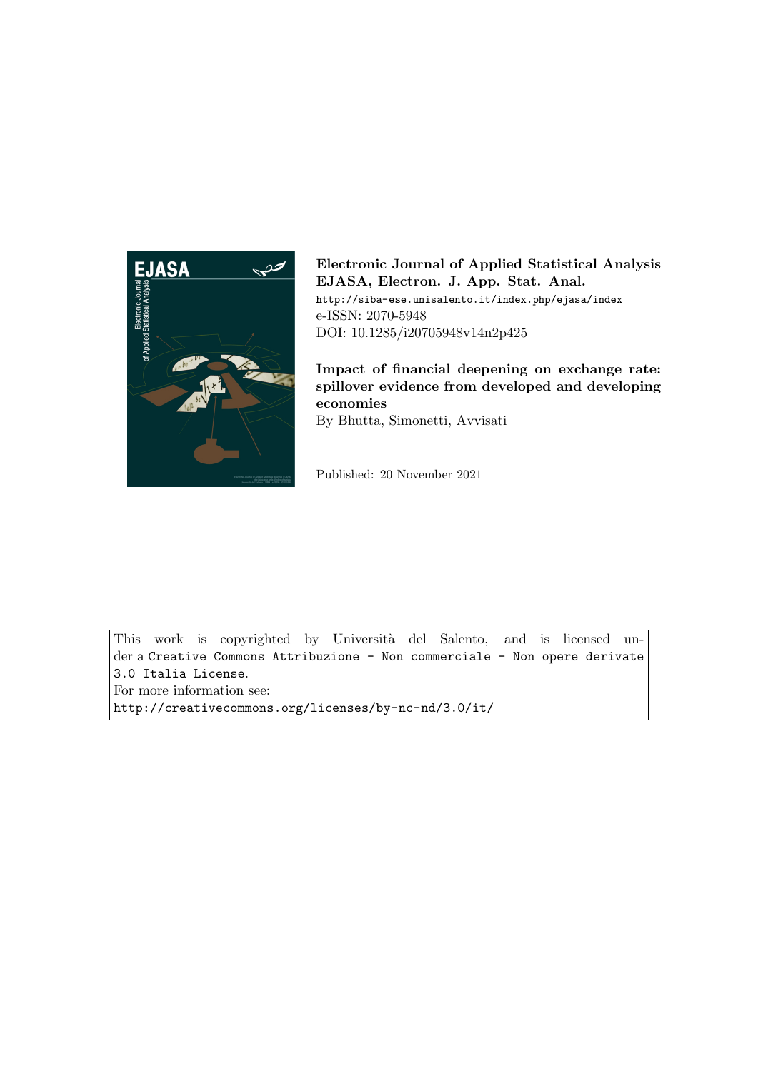**Electronic Journal of Applied Statistical Analysis**
**EJASA, Electron. J. App. Stat. Anal.**
http://siba-ese.unisalento.it/index.php/ejasa/index
e-ISSN: 2070-5948
DOI: 10.1285/i20705948v14n2p425

**Impact of financial deepening on exchange rate: spillover evidence from developed and developing economies**
By Bhutta, Simonetti, Avvisati

Published: 20 November 2021

This work is copyrighted by Università del Salento, and is licensed under a Creative Commons Attribuzione - Non commerciale - Non opere derivate 3.0 Italia License.
For more information see:
http://creativecommons.org/licenses/by-nc-nd/3.0/it/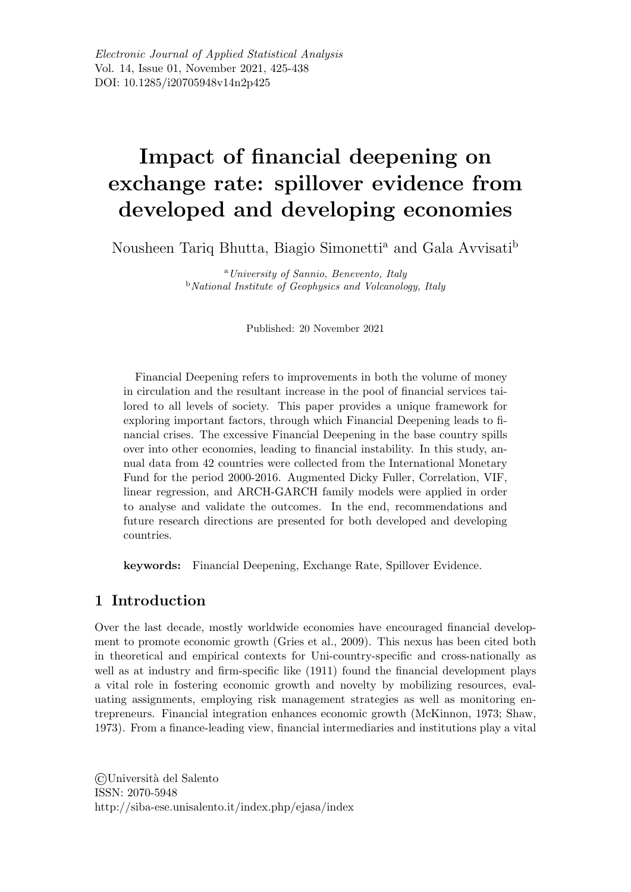*Electronic Journal of Applied Statistical Analysis*
Vol. 14, Issue 01, November 2021, 425-438
DOI: 10.1285/i20705948v14n2p425

# Impact of financial deepening on exchange rate: spillover evidence from developed and developing economies

Nousheen Tariq Bhutta, Biagio Simonetti[a] and Gala Avvisati[b]

[a] *University of Sannio, Benevento, Italy*
[b] *National Institute of Geophysics and Volcanology, Italy*

Published: 20 November 2021

Financial Deepening refers to improvements in both the volume of money in circulation and the resultant increase in the pool of financial services tailored to all levels of society. This paper provides a unique framework for exploring important factors, through which Financial Deepening leads to financial crises. The excessive Financial Deepening in the base country spills over into other economies, leading to financial instability. In this study, annual data from 42 countries were collected from the International Monetary Fund for the period 2000-2016. Augmented Dicky Fuller, Correlation, VIF, linear regression, and ARCH-GARCH family models were applied in order to analyse and validate the outcomes. In the end, recommendations and future research directions are presented for both developed and developing countries.

**keywords:** Financial Deepening, Exchange Rate, Spillover Evidence.

## 1 Introduction

Over the last decade, mostly worldwide economies have encouraged financial development to promote economic growth (Gries et al., 2009). This nexus has been cited both in theoretical and empirical contexts for Uni-country-specific and cross-nationally as well as at industry and firm-specific like (1911) found the financial development plays a vital role in fostering economic growth and novelty by mobilizing resources, evaluating assignments, employing risk management strategies as well as monitoring entrepreneurs. Financial integration enhances economic growth (McKinnon, 1973; Shaw, 1973). From a finance-leading view, financial intermediaries and institutions play a vital

©Università del Salento
ISSN: 2070-5948
http://siba-ese.unisalento.it/index.php/ejasa/index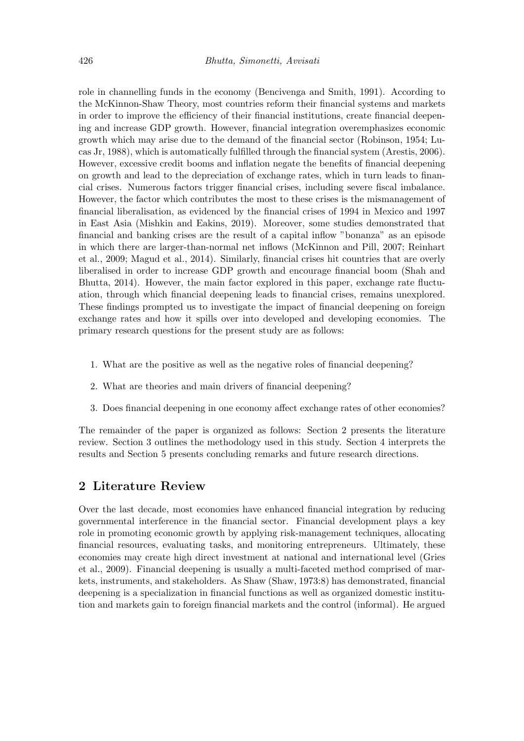role in channelling funds in the economy (Bencivenga and Smith, 1991). According to the McKinnon-Shaw Theory, most countries reform their financial systems and markets in order to improve the efficiency of their financial institutions, create financial deepening and increase GDP growth. However, financial integration overemphasizes economic growth which may arise due to the demand of the financial sector (Robinson, 1954; Lucas Jr, 1988), which is automatically fulfilled through the financial system (Arestis, 2006). However, excessive credit booms and inflation negate the benefits of financial deepening on growth and lead to the depreciation of exchange rates, which in turn leads to financial crises. Numerous factors trigger financial crises, including severe fiscal imbalance. However, the factor which contributes the most to these crises is the mismanagement of financial liberalisation, as evidenced by the financial crises of 1994 in Mexico and 1997 in East Asia (Mishkin and Eakins, 2019). Moreover, some studies demonstrated that financial and banking crises are the result of a capital inflow "bonanza" as an episode in which there are larger-than-normal net inflows (McKinnon and Pill, 2007; Reinhart et al., 2009; Magud et al., 2014). Similarly, financial crises hit countries that are overly liberalised in order to increase GDP growth and encourage financial boom (Shah and Bhutta, 2014). However, the main factor explored in this paper, exchange rate fluctuation, through which financial deepening leads to financial crises, remains unexplored. These findings prompted us to investigate the impact of financial deepening on foreign exchange rates and how it spills over into developed and developing economies. The primary research questions for the present study are as follows:

1. What are the positive as well as the negative roles of financial deepening?
2. What are theories and main drivers of financial deepening?
3. Does financial deepening in one economy affect exchange rates of other economies?

The remainder of the paper is organized as follows: Section 2 presents the literature review. Section 3 outlines the methodology used in this study. Section 4 interprets the results and Section 5 presents concluding remarks and future research directions.

## 2 Literature Review

Over the last decade, most economies have enhanced financial integration by reducing governmental interference in the financial sector. Financial development plays a key role in promoting economic growth by applying risk-management techniques, allocating financial resources, evaluating tasks, and monitoring entrepreneurs. Ultimately, these economies may create high direct investment at national and international level (Gries et al., 2009). Financial deepening is usually a multi-faceted method comprised of markets, instruments, and stakeholders. As Shaw (Shaw, 1973:8) has demonstrated, financial deepening is a specialization in financial functions as well as organized domestic institution and markets gain to foreign financial markets and the control (informal). He argued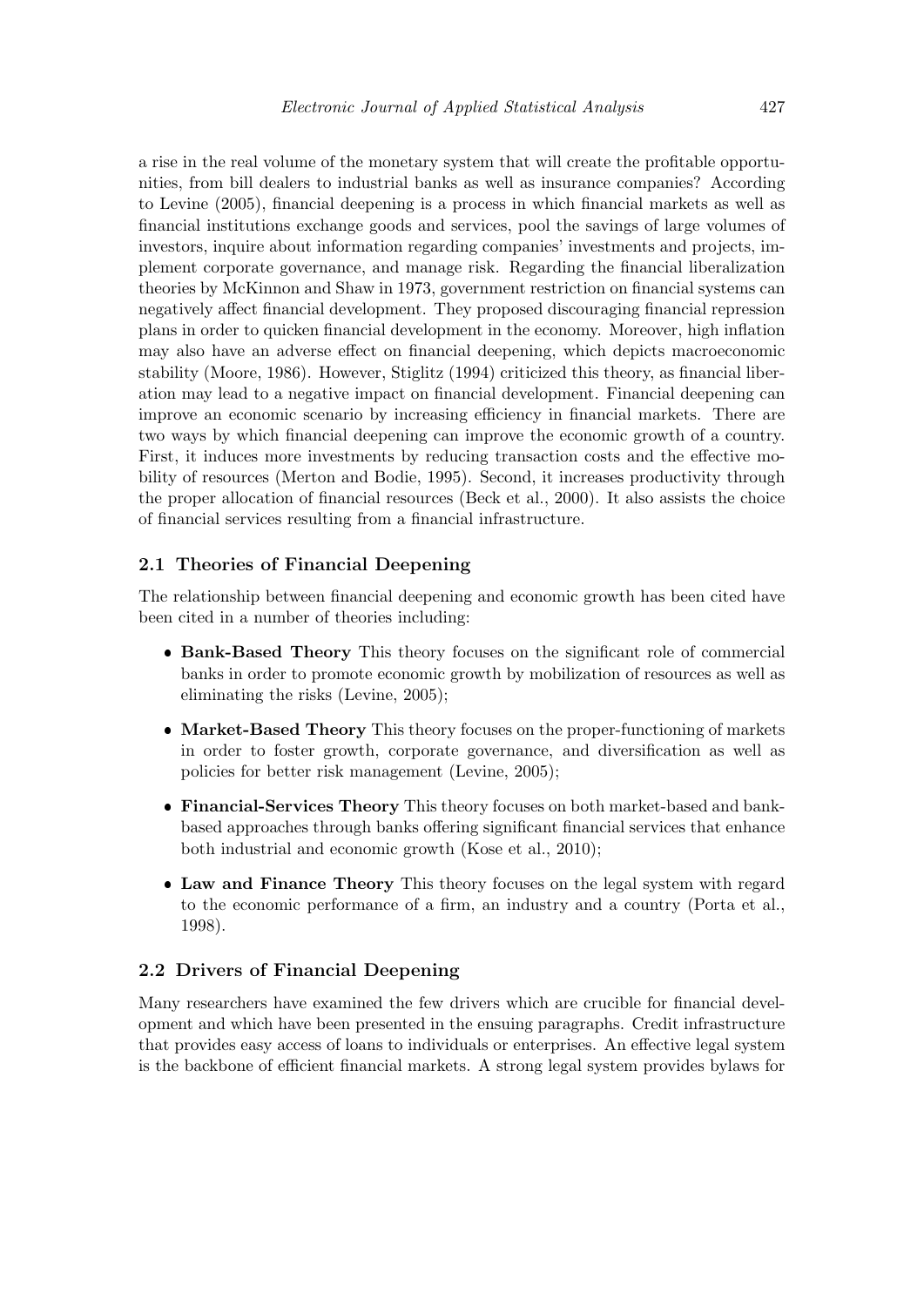a rise in the real volume of the monetary system that will create the profitable opportunities, from bill dealers to industrial banks as well as insurance companies? According to Levine (2005), financial deepening is a process in which financial markets as well as financial institutions exchange goods and services, pool the savings of large volumes of investors, inquire about information regarding companies' investments and projects, implement corporate governance, and manage risk. Regarding the financial liberalization theories by McKinnon and Shaw in 1973, government restriction on financial systems can negatively affect financial development. They proposed discouraging financial repression plans in order to quicken financial development in the economy. Moreover, high inflation may also have an adverse effect on financial deepening, which depicts macroeconomic stability (Moore, 1986). However, Stiglitz (1994) criticized this theory, as financial liberation may lead to a negative impact on financial development. Financial deepening can improve an economic scenario by increasing efficiency in financial markets. There are two ways by which financial deepening can improve the economic growth of a country. First, it induces more investments by reducing transaction costs and the effective mobility of resources (Merton and Bodie, 1995). Second, it increases productivity through the proper allocation of financial resources (Beck et al., 2000). It also assists the choice of financial services resulting from a financial infrastructure.

## 2.1 Theories of Financial Deepening

The relationship between financial deepening and economic growth has been cited have been cited in a number of theories including:

- **Bank-Based Theory** This theory focuses on the significant role of commercial banks in order to promote economic growth by mobilization of resources as well as eliminating the risks (Levine, 2005);
- **Market-Based Theory** This theory focuses on the proper-functioning of markets in order to foster growth, corporate governance, and diversification as well as policies for better risk management (Levine, 2005);
- **Financial-Services Theory** This theory focuses on both market-based and bank-based approaches through banks offering significant financial services that enhance both industrial and economic growth (Kose et al., 2010);
- **Law and Finance Theory** This theory focuses on the legal system with regard to the economic performance of a firm, an industry and a country (Porta et al., 1998).

## 2.2 Drivers of Financial Deepening

Many researchers have examined the few drivers which are crucible for financial development and which have been presented in the ensuing paragraphs. Credit infrastructure that provides easy access of loans to individuals or enterprises. An effective legal system is the backbone of efficient financial markets. A strong legal system provides bylaws for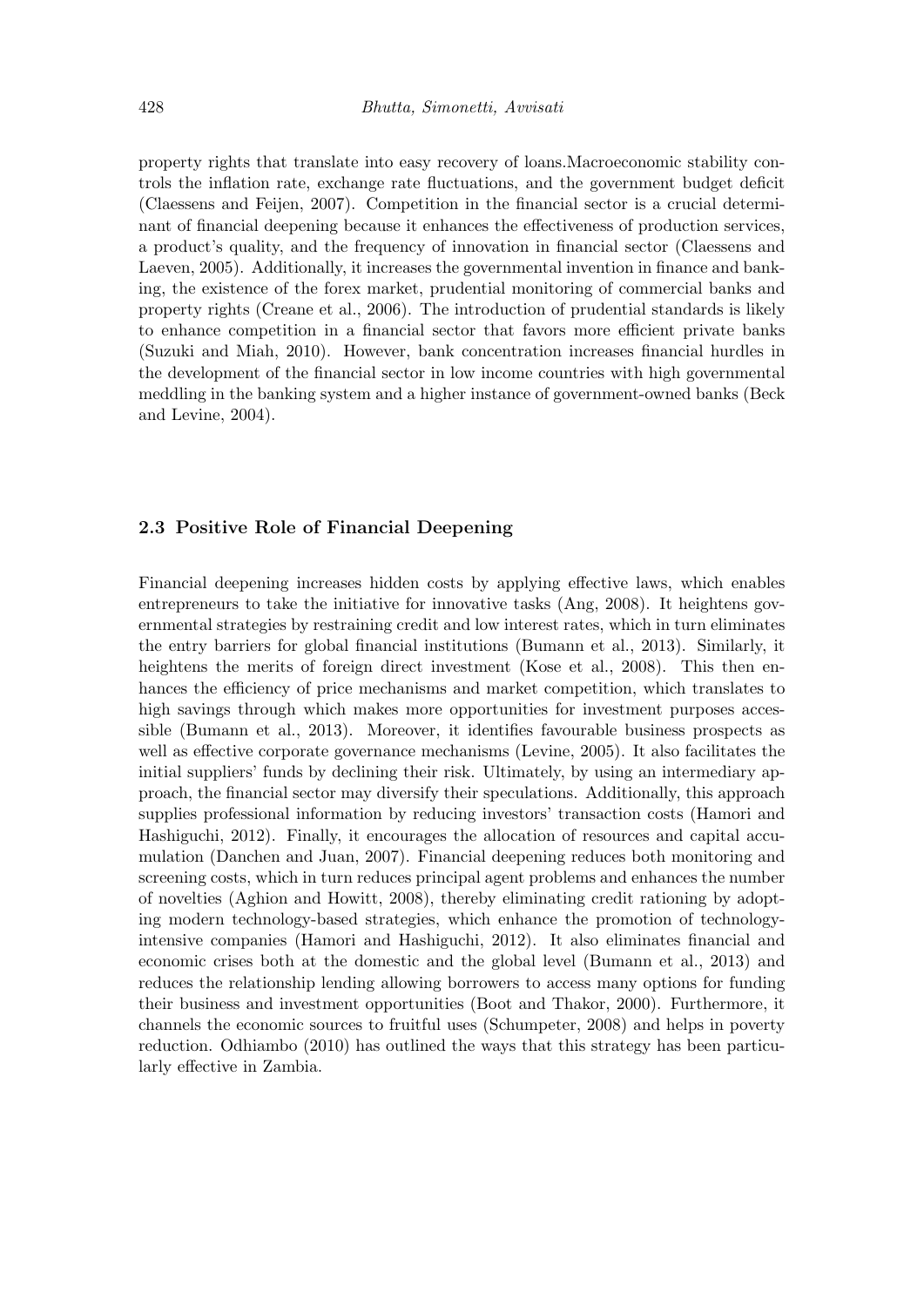property rights that translate into easy recovery of loans.Macroeconomic stability controls the inflation rate, exchange rate fluctuations, and the government budget deficit (Claessens and Feijen, 2007). Competition in the financial sector is a crucial determinant of financial deepening because it enhances the effectiveness of production services, a product's quality, and the frequency of innovation in financial sector (Claessens and Laeven, 2005). Additionally, it increases the governmental invention in finance and banking, the existence of the forex market, prudential monitoring of commercial banks and property rights (Creane et al., 2006). The introduction of prudential standards is likely to enhance competition in a financial sector that favors more efficient private banks (Suzuki and Miah, 2010). However, bank concentration increases financial hurdles in the development of the financial sector in low income countries with high governmental meddling in the banking system and a higher instance of government-owned banks (Beck and Levine, 2004).

### 2.3 Positive Role of Financial Deepening

Financial deepening increases hidden costs by applying effective laws, which enables entrepreneurs to take the initiative for innovative tasks (Ang, 2008). It heightens governmental strategies by restraining credit and low interest rates, which in turn eliminates the entry barriers for global financial institutions (Bumann et al., 2013). Similarly, it heightens the merits of foreign direct investment (Kose et al., 2008). This then enhances the efficiency of price mechanisms and market competition, which translates to high savings through which makes more opportunities for investment purposes accessible (Bumann et al., 2013). Moreover, it identifies favourable business prospects as well as effective corporate governance mechanisms (Levine, 2005). It also facilitates the initial suppliers' funds by declining their risk. Ultimately, by using an intermediary approach, the financial sector may diversify their speculations. Additionally, this approach supplies professional information by reducing investors' transaction costs (Hamori and Hashiguchi, 2012). Finally, it encourages the allocation of resources and capital accumulation (Danchen and Juan, 2007). Financial deepening reduces both monitoring and screening costs, which in turn reduces principal agent problems and enhances the number of novelties (Aghion and Howitt, 2008), thereby eliminating credit rationing by adopting modern technology-based strategies, which enhance the promotion of technology-intensive companies (Hamori and Hashiguchi, 2012). It also eliminates financial and economic crises both at the domestic and the global level (Bumann et al., 2013) and reduces the relationship lending allowing borrowers to access many options for funding their business and investment opportunities (Boot and Thakor, 2000). Furthermore, it channels the economic sources to fruitful uses (Schumpeter, 2008) and helps in poverty reduction. Odhiambo (2010) has outlined the ways that this strategy has been particularly effective in Zambia.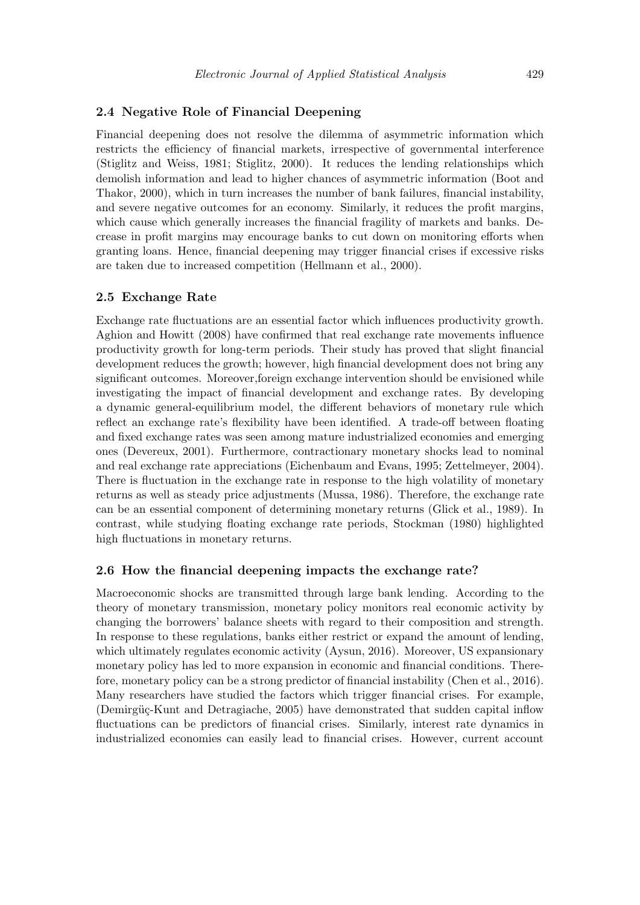## 2.4 Negative Role of Financial Deepening

Financial deepening does not resolve the dilemma of asymmetric information which restricts the efficiency of financial markets, irrespective of governmental interference (Stiglitz and Weiss, 1981; Stiglitz, 2000). It reduces the lending relationships which demolish information and lead to higher chances of asymmetric information (Boot and Thakor, 2000), which in turn increases the number of bank failures, financial instability, and severe negative outcomes for an economy. Similarly, it reduces the profit margins, which cause which generally increases the financial fragility of markets and banks. Decrease in profit margins may encourage banks to cut down on monitoring efforts when granting loans. Hence, financial deepening may trigger financial crises if excessive risks are taken due to increased competition (Hellmann et al., 2000).

## 2.5 Exchange Rate

Exchange rate fluctuations are an essential factor which influences productivity growth. Aghion and Howitt (2008) have confirmed that real exchange rate movements influence productivity growth for long-term periods. Their study has proved that slight financial development reduces the growth; however, high financial development does not bring any significant outcomes. Moreover,foreign exchange intervention should be envisioned while investigating the impact of financial development and exchange rates. By developing a dynamic general-equilibrium model, the different behaviors of monetary rule which reflect an exchange rate's flexibility have been identified. A trade-off between floating and fixed exchange rates was seen among mature industrialized economies and emerging ones (Devereux, 2001). Furthermore, contractionary monetary shocks lead to nominal and real exchange rate appreciations (Eichenbaum and Evans, 1995; Zettelmeyer, 2004). There is fluctuation in the exchange rate in response to the high volatility of monetary returns as well as steady price adjustments (Mussa, 1986). Therefore, the exchange rate can be an essential component of determining monetary returns (Glick et al., 1989). In contrast, while studying floating exchange rate periods, Stockman (1980) highlighted high fluctuations in monetary returns.

## 2.6 How the financial deepening impacts the exchange rate?

Macroeconomic shocks are transmitted through large bank lending. According to the theory of monetary transmission, monetary policy monitors real economic activity by changing the borrowers' balance sheets with regard to their composition and strength. In response to these regulations, banks either restrict or expand the amount of lending, which ultimately regulates economic activity (Aysun, 2016). Moreover, US expansionary monetary policy has led to more expansion in economic and financial conditions. Therefore, monetary policy can be a strong predictor of financial instability (Chen et al., 2016). Many researchers have studied the factors which trigger financial crises. For example, (Demirgüç-Kunt and Detragiache, 2005) have demonstrated that sudden capital inflow fluctuations can be predictors of financial crises. Similarly, interest rate dynamics in industrialized economies can easily lead to financial crises. However, current account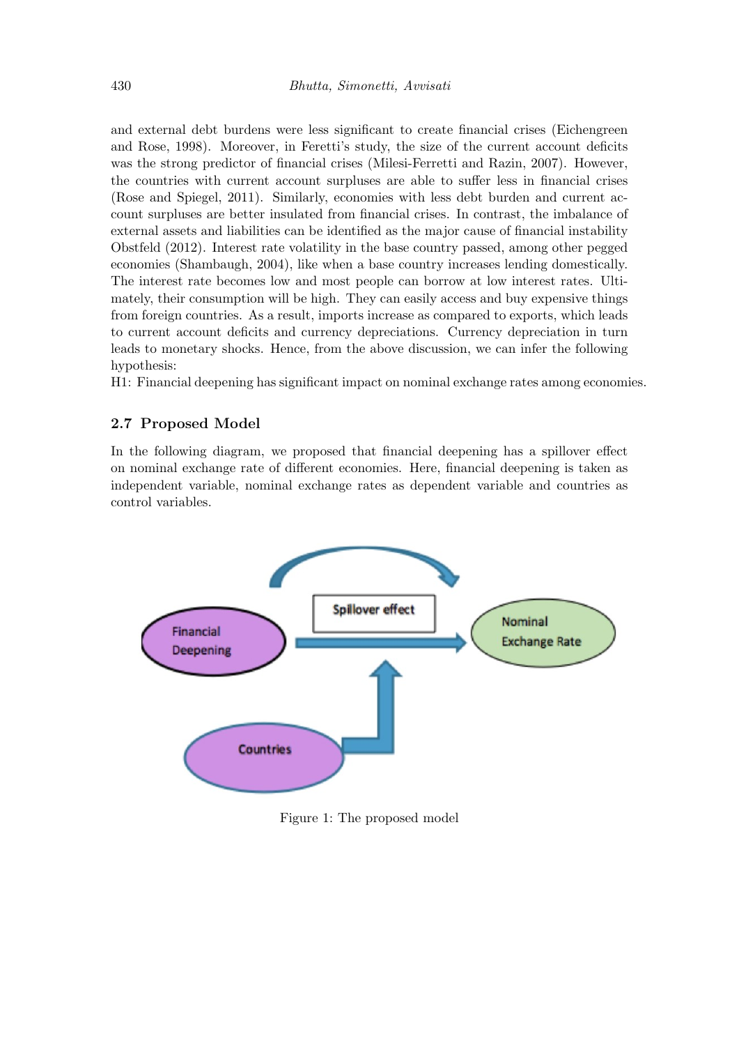and external debt burdens were less significant to create financial crises (Eichengreen and Rose, 1998). Moreover, in Feretti's study, the size of the current account deficits was the strong predictor of financial crises (Milesi-Ferretti and Razin, 2007). However, the countries with current account surpluses are able to suffer less in financial crises (Rose and Spiegel, 2011). Similarly, economies with less debt burden and current account surpluses are better insulated from financial crises. In contrast, the imbalance of external assets and liabilities can be identified as the major cause of financial instability Obstfeld (2012). Interest rate volatility in the base country passed, among other pegged economies (Shambaugh, 2004), like when a base country increases lending domestically. The interest rate becomes low and most people can borrow at low interest rates. Ultimately, their consumption will be high. They can easily access and buy expensive things from foreign countries. As a result, imports increase as compared to exports, which leads to current account deficits and currency depreciations. Currency depreciation in turn leads to monetary shocks. Hence, from the above discussion, we can infer the following hypothesis:

H1: Financial deepening has significant impact on nominal exchange rates among economies.

## 2.7 Proposed Model

In the following diagram, we proposed that financial deepening has a spillover effect on nominal exchange rate of different economies. Here, financial deepening is taken as independent variable, nominal exchange rates as dependent variable and countries as control variables.

Financial Deepening → Spillover effect → Nominal Exchange Rate

Countries

Figure 1: The proposed model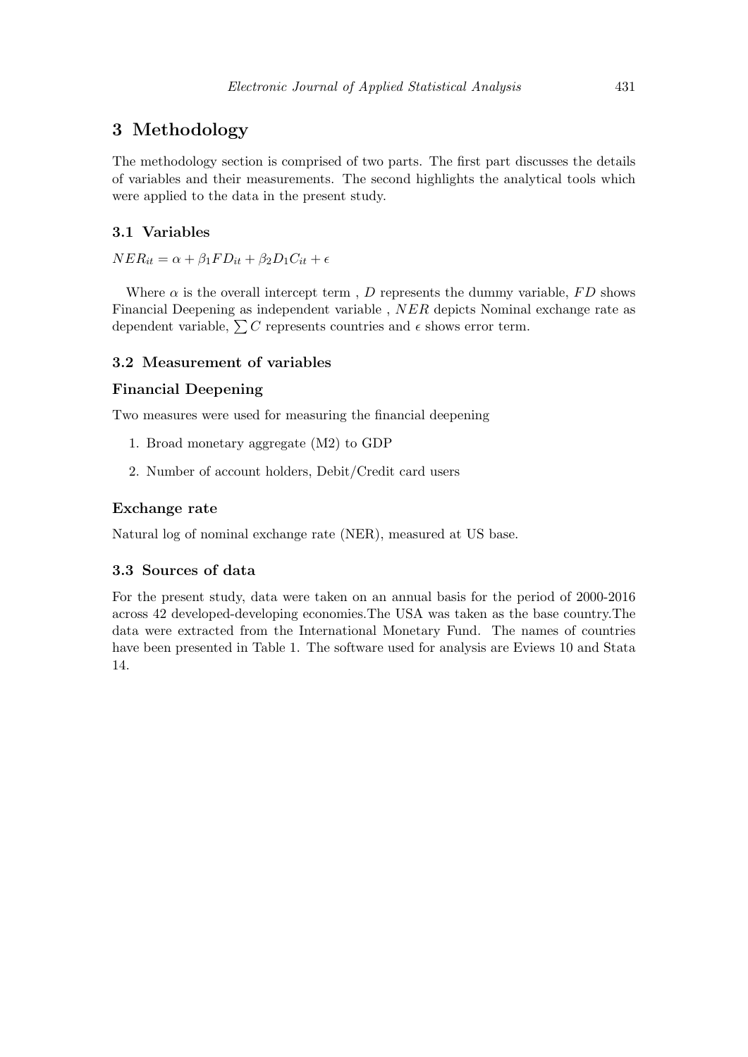# 3 Methodology

The methodology section is comprised of two parts. The first part discusses the details of variables and their measurements. The second highlights the analytical tools which were applied to the data in the present study.

## 3.1 Variables

$NER_{it} = \alpha + \beta_1 FD_{it} + \beta_2 D_1 C_{it} + \epsilon$

Where $\alpha$ is the overall intercept term , $D$ represents the dummy variable, $FD$ shows Financial Deepening as independent variable , $NER$ depicts Nominal exchange rate as dependent variable, $\sum C$ represents countries and $\epsilon$ shows error term.

## 3.2 Measurement of variables

### Financial Deepening

Two measures were used for measuring the financial deepening

1. Broad monetary aggregate (M2) to GDP
2. Number of account holders, Debit/Credit card users

### Exchange rate

Natural log of nominal exchange rate (NER), measured at US base.

## 3.3 Sources of data

For the present study, data were taken on an annual basis for the period of 2000-2016 across 42 developed-developing economies.The USA was taken as the base country.The data were extracted from the International Monetary Fund. The names of countries have been presented in Table 1. The software used for analysis are Eviews 10 and Stata 14.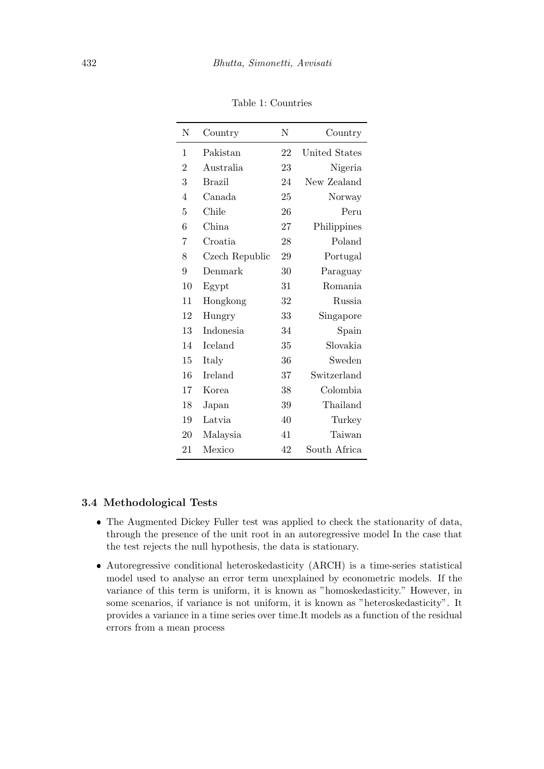Table 1: Countries

| N | Country | N | Country |
|---|---|---|---|
| 1 | Pakistan | 22 | United States |
| 2 | Australia | 23 | Nigeria |
| 3 | Brazil | 24 | New Zealand |
| 4 | Canada | 25 | Norway |
| 5 | Chile | 26 | Peru |
| 6 | China | 27 | Philippines |
| 7 | Croatia | 28 | Poland |
| 8 | Czech Republic | 29 | Portugal |
| 9 | Denmark | 30 | Paraguay |
| 10 | Egypt | 31 | Romania |
| 11 | Hongkong | 32 | Russia |
| 12 | Hungry | 33 | Singapore |
| 13 | Indonesia | 34 | Spain |
| 14 | Iceland | 35 | Slovakia |
| 15 | Italy | 36 | Sweden |
| 16 | Ireland | 37 | Switzerland |
| 17 | Korea | 38 | Colombia |
| 18 | Japan | 39 | Thailand |
| 19 | Latvia | 40 | Turkey |
| 20 | Malaysia | 41 | Taiwan |
| 21 | Mexico | 42 | South Africa |

### 3.4 Methodological Tests

- The Augmented Dickey Fuller test was applied to check the stationarity of data, through the presence of the unit root in an autoregressive model In the case that the test rejects the null hypothesis, the data is stationary.
- Autoregressive conditional heteroskedasticity (ARCH) is a time-series statistical model used to analyse an error term unexplained by econometric models. If the variance of this term is uniform, it is known as "homoskedasticity." However, in some scenarios, if variance is not uniform, it is known as "heteroskedasticity". It provides a variance in a time series over time.It models as a function of the residual errors from a mean process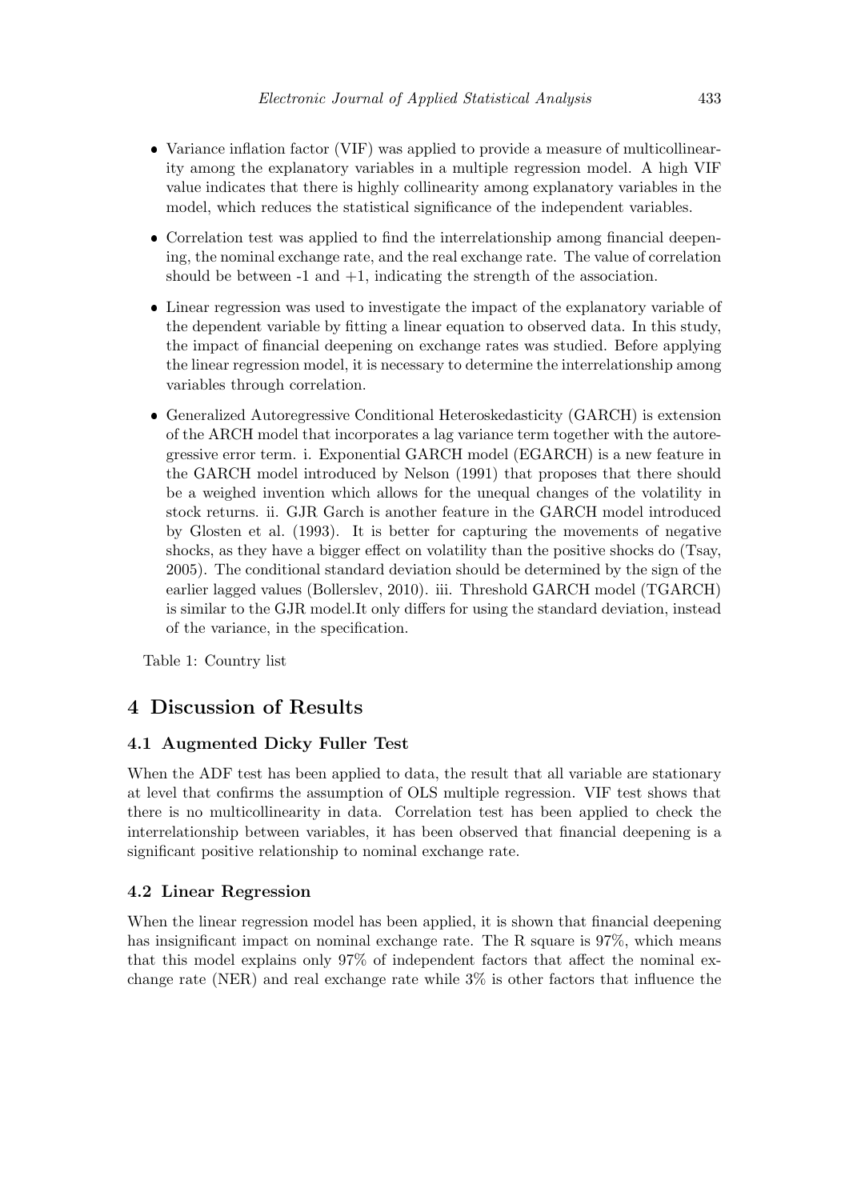- Variance inflation factor (VIF) was applied to provide a measure of multicollinearity among the explanatory variables in a multiple regression model. A high VIF value indicates that there is highly collinearity among explanatory variables in the model, which reduces the statistical significance of the independent variables.
- Correlation test was applied to find the interrelationship among financial deepening, the nominal exchange rate, and the real exchange rate. The value of correlation should be between -1 and +1, indicating the strength of the association.
- Linear regression was used to investigate the impact of the explanatory variable of the dependent variable by fitting a linear equation to observed data. In this study, the impact of financial deepening on exchange rates was studied. Before applying the linear regression model, it is necessary to determine the interrelationship among variables through correlation.
- Generalized Autoregressive Conditional Heteroskedasticity (GARCH) is extension of the ARCH model that incorporates a lag variance term together with the autoregressive error term. i. Exponential GARCH model (EGARCH) is a new feature in the GARCH model introduced by Nelson (1991) that proposes that there should be a weighed invention which allows for the unequal changes of the volatility in stock returns. ii. GJR Garch is another feature in the GARCH model introduced by Glosten et al. (1993). It is better for capturing the movements of negative shocks, as they have a bigger effect on volatility than the positive shocks do (Tsay, 2005). The conditional standard deviation should be determined by the sign of the earlier lagged values (Bollerslev, 2010). iii. Threshold GARCH model (TGARCH) is similar to the GJR model.It only differs for using the standard deviation, instead of the variance, in the specification.

Table 1: Country list

## 4 Discussion of Results

### 4.1 Augmented Dicky Fuller Test

When the ADF test has been applied to data, the result that all variable are stationary at level that confirms the assumption of OLS multiple regression. VIF test shows that there is no multicollinearity in data. Correlation test has been applied to check the interrelationship between variables, it has been observed that financial deepening is a significant positive relationship to nominal exchange rate.

### 4.2 Linear Regression

When the linear regression model has been applied, it is shown that financial deepening has insignificant impact on nominal exchange rate. The R square is 97%, which means that this model explains only 97% of independent factors that affect the nominal exchange rate (NER) and real exchange rate while 3% is other factors that influence the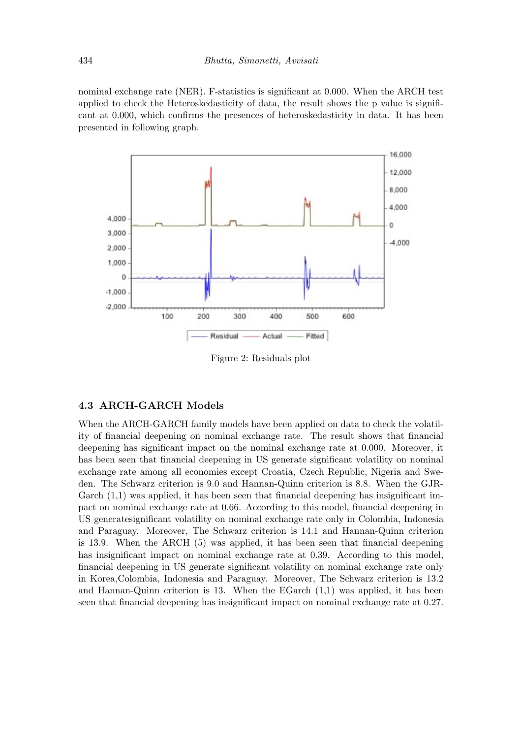nominal exchange rate (NER). F-statistics is significant at 0.000. When the ARCH test applied to check the Heteroskedasticity of data, the result shows the p value is significant at 0.000, which confirms the presences of heteroskedasticity in data. It has been presented in following graph.

Figure 2: Residuals plot

### 4.3 ARCH-GARCH Models

When the ARCH-GARCH family models have been applied on data to check the volatility of financial deepening on nominal exchange rate. The result shows that financial deepening has significant impact on the nominal exchange rate at 0.000. Moreover, it has been seen that financial deepening in US generate significant volatility on nominal exchange rate among all economies except Croatia, Czech Republic, Nigeria and Sweden. The Schwarz criterion is 9.0 and Hannan-Quinn criterion is 8.8. When the GJR-Garch (1,1) was applied, it has been seen that financial deepening has insignificant impact on nominal exchange rate at 0.66. According to this model, financial deepening in US generatesignificant volatility on nominal exchange rate only in Colombia, Indonesia and Paraguay. Moreover, The Schwarz criterion is 14.1 and Hannan-Quinn criterion is 13.9. When the ARCH (5) was applied, it has been seen that financial deepening has insignificant impact on nominal exchange rate at 0.39. According to this model, financial deepening in US generate significant volatility on nominal exchange rate only in Korea,Colombia, Indonesia and Paraguay. Moreover, The Schwarz criterion is 13.2 and Hannan-Quinn criterion is 13. When the EGarch (1,1) was applied, it has been seen that financial deepening has insignificant impact on nominal exchange rate at 0.27.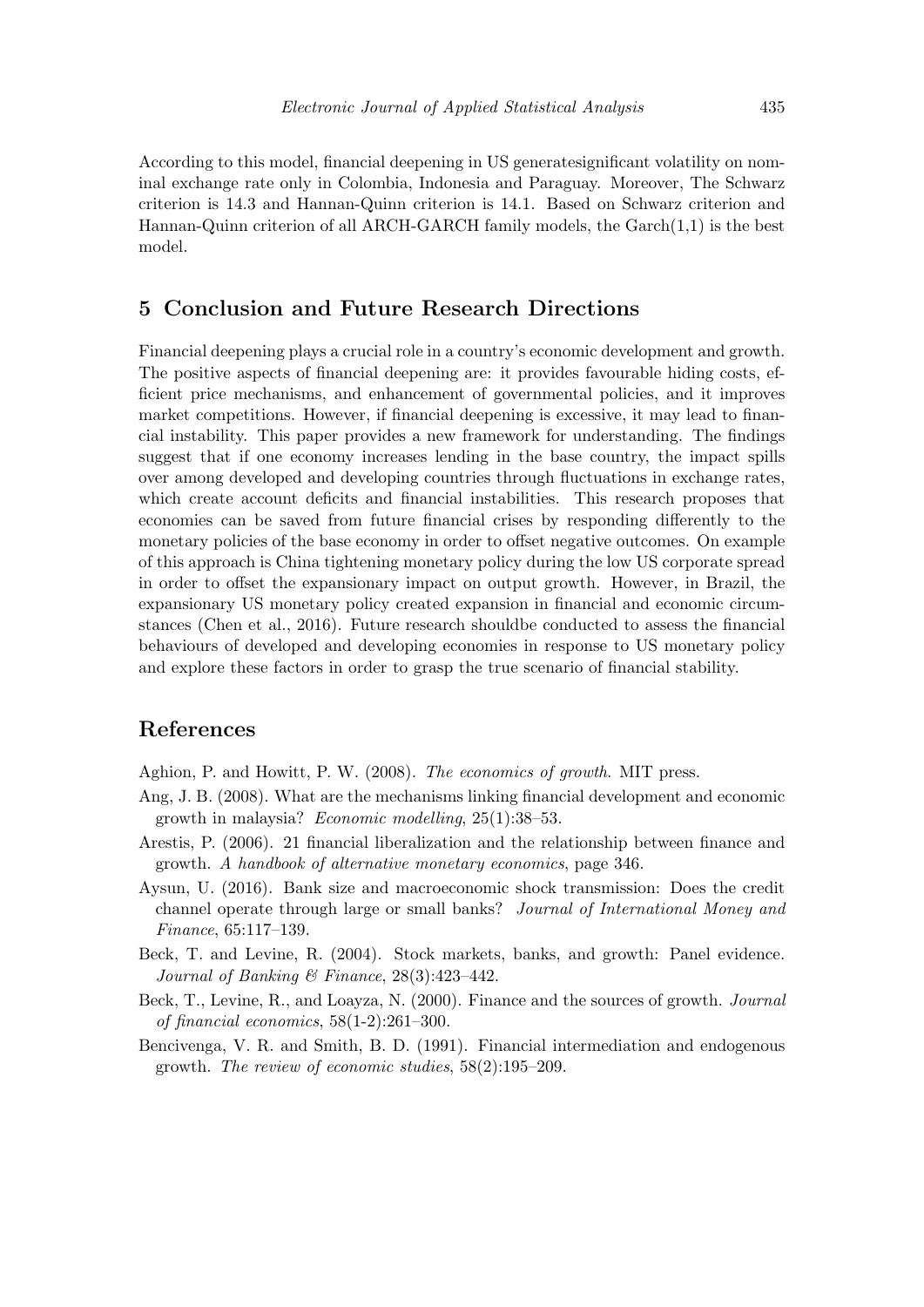According to this model, financial deepening in US generatesignificant volatility on nominal exchange rate only in Colombia, Indonesia and Paraguay. Moreover, The Schwarz criterion is 14.3 and Hannan-Quinn criterion is 14.1. Based on Schwarz criterion and Hannan-Quinn criterion of all ARCH-GARCH family models, the Garch(1,1) is the best model.

## 5 Conclusion and Future Research Directions

Financial deepening plays a crucial role in a country's economic development and growth. The positive aspects of financial deepening are: it provides favourable hiding costs, efficient price mechanisms, and enhancement of governmental policies, and it improves market competitions. However, if financial deepening is excessive, it may lead to financial instability. This paper provides a new framework for understanding. The findings suggest that if one economy increases lending in the base country, the impact spills over among developed and developing countries through fluctuations in exchange rates, which create account deficits and financial instabilities. This research proposes that economies can be saved from future financial crises by responding differently to the monetary policies of the base economy in order to offset negative outcomes. On example of this approach is China tightening monetary policy during the low US corporate spread in order to offset the expansionary impact on output growth. However, in Brazil, the expansionary US monetary policy created expansion in financial and economic circumstances (Chen et al., 2016). Future research shouldbe conducted to assess the financial behaviours of developed and developing economies in response to US monetary policy and explore these factors in order to grasp the true scenario of financial stability.

## References

Aghion, P. and Howitt, P. W. (2008). *The economics of growth*. MIT press.

Ang, J. B. (2008). What are the mechanisms linking financial development and economic growth in malaysia? *Economic modelling*, 25(1):38–53.

Arestis, P. (2006). 21 financial liberalization and the relationship between finance and growth. *A handbook of alternative monetary economics*, page 346.

Aysun, U. (2016). Bank size and macroeconomic shock transmission: Does the credit channel operate through large or small banks? *Journal of International Money and Finance*, 65:117–139.

Beck, T. and Levine, R. (2004). Stock markets, banks, and growth: Panel evidence. *Journal of Banking & Finance*, 28(3):423–442.

Beck, T., Levine, R., and Loayza, N. (2000). Finance and the sources of growth. *Journal of financial economics*, 58(1-2):261–300.

Bencivenga, V. R. and Smith, B. D. (1991). Financial intermediation and endogenous growth. *The review of economic studies*, 58(2):195–209.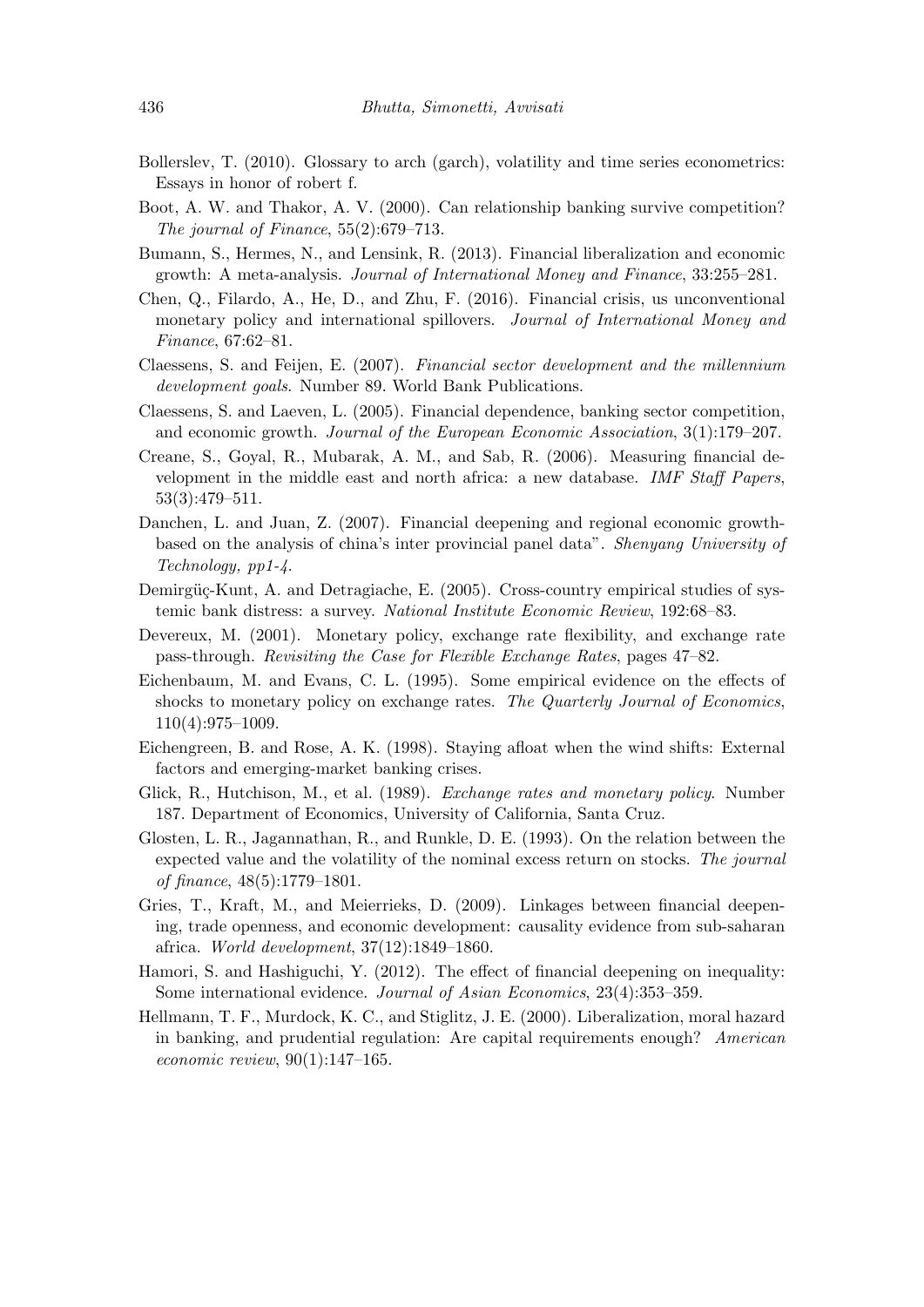Bollerslev, T. (2010). Glossary to arch (garch), volatility and time series econometrics: Essays in honor of robert f.

Boot, A. W. and Thakor, A. V. (2000). Can relationship banking survive competition? *The journal of Finance*, 55(2):679–713.

Bumann, S., Hermes, N., and Lensink, R. (2013). Financial liberalization and economic growth: A meta-analysis. *Journal of International Money and Finance*, 33:255–281.

Chen, Q., Filardo, A., He, D., and Zhu, F. (2016). Financial crisis, us unconventional monetary policy and international spillovers. *Journal of International Money and Finance*, 67:62–81.

Claessens, S. and Feijen, E. (2007). *Financial sector development and the millennium development goals*. Number 89. World Bank Publications.

Claessens, S. and Laeven, L. (2005). Financial dependence, banking sector competition, and economic growth. *Journal of the European Economic Association*, 3(1):179–207.

Creane, S., Goyal, R., Mubarak, A. M., and Sab, R. (2006). Measuring financial development in the middle east and north africa: a new database. *IMF Staff Papers*, 53(3):479–511.

Danchen, L. and Juan, Z. (2007). Financial deepening and regional economic growth-based on the analysis of china's inter provincial panel data". *Shenyang University of Technology, pp1-4*.

Demirgüç-Kunt, A. and Detragiache, E. (2005). Cross-country empirical studies of systemic bank distress: a survey. *National Institute Economic Review*, 192:68–83.

Devereux, M. (2001). Monetary policy, exchange rate flexibility, and exchange rate pass-through. *Revisiting the Case for Flexible Exchange Rates*, pages 47–82.

Eichenbaum, M. and Evans, C. L. (1995). Some empirical evidence on the effects of shocks to monetary policy on exchange rates. *The Quarterly Journal of Economics*, 110(4):975–1009.

Eichengreen, B. and Rose, A. K. (1998). Staying afloat when the wind shifts: External factors and emerging-market banking crises.

Glick, R., Hutchison, M., et al. (1989). *Exchange rates and monetary policy*. Number 187. Department of Economics, University of California, Santa Cruz.

Glosten, L. R., Jagannathan, R., and Runkle, D. E. (1993). On the relation between the expected value and the volatility of the nominal excess return on stocks. *The journal of finance*, 48(5):1779–1801.

Gries, T., Kraft, M., and Meierrieks, D. (2009). Linkages between financial deepening, trade openness, and economic development: causality evidence from sub-saharan africa. *World development*, 37(12):1849–1860.

Hamori, S. and Hashiguchi, Y. (2012). The effect of financial deepening on inequality: Some international evidence. *Journal of Asian Economics*, 23(4):353–359.

Hellmann, T. F., Murdock, K. C., and Stiglitz, J. E. (2000). Liberalization, moral hazard in banking, and prudential regulation: Are capital requirements enough? *American economic review*, 90(1):147–165.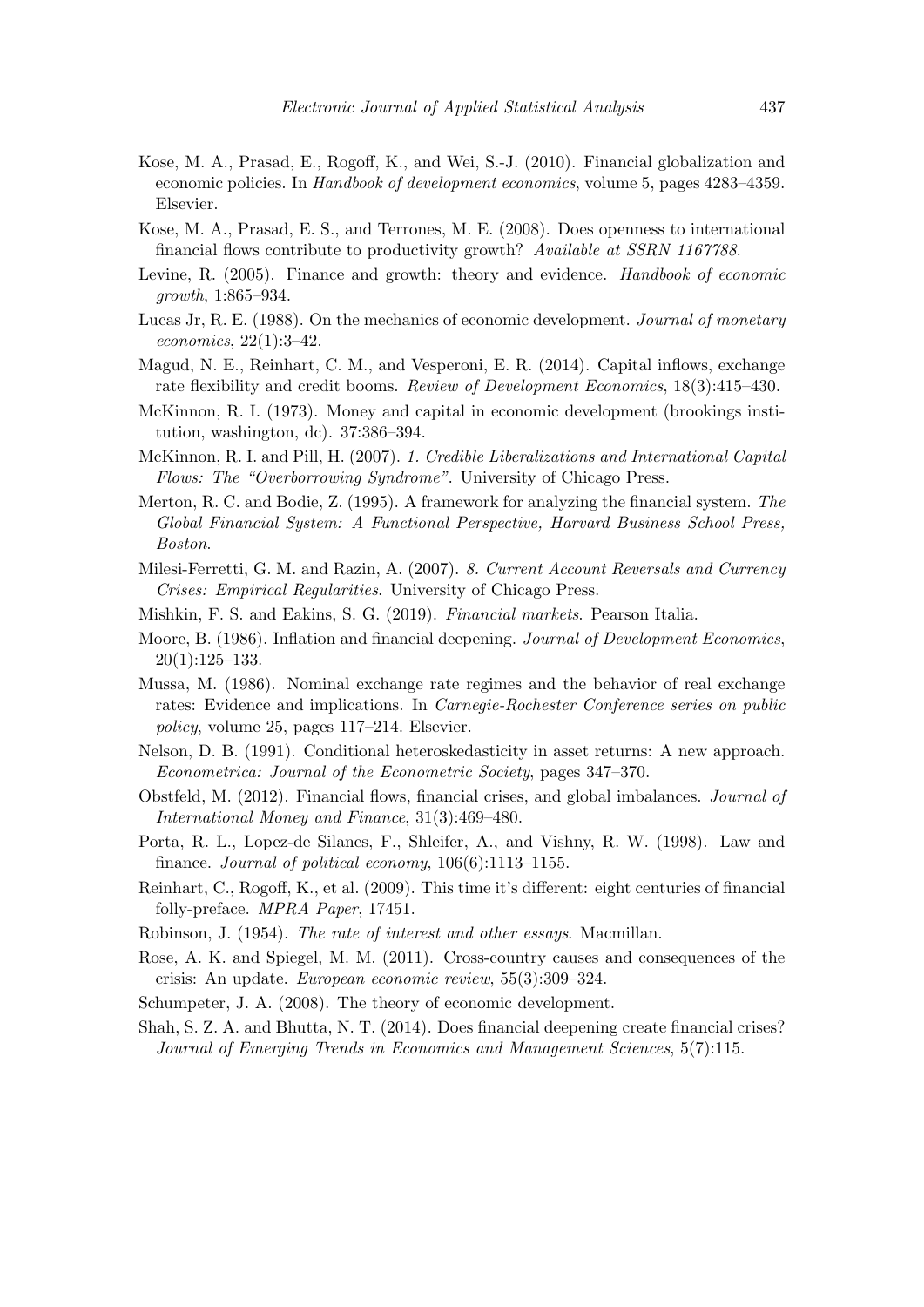Kose, M. A., Prasad, E., Rogoff, K., and Wei, S.-J. (2010). Financial globalization and economic policies. In *Handbook of development economics*, volume 5, pages 4283–4359. Elsevier.

Kose, M. A., Prasad, E. S., and Terrones, M. E. (2008). Does openness to international financial flows contribute to productivity growth? *Available at SSRN 1167788*.

Levine, R. (2005). Finance and growth: theory and evidence. *Handbook of economic growth*, 1:865–934.

Lucas Jr, R. E. (1988). On the mechanics of economic development. *Journal of monetary economics*, 22(1):3–42.

Magud, N. E., Reinhart, C. M., and Vesperoni, E. R. (2014). Capital inflows, exchange rate flexibility and credit booms. *Review of Development Economics*, 18(3):415–430.

McKinnon, R. I. (1973). Money and capital in economic development (brookings institution, washington, dc). 37:386–394.

McKinnon, R. I. and Pill, H. (2007). *1. Credible Liberalizations and International Capital Flows: The "Overborrowing Syndrome"*. University of Chicago Press.

Merton, R. C. and Bodie, Z. (1995). A framework for analyzing the financial system. *The Global Financial System: A Functional Perspective, Harvard Business School Press, Boston*.

Milesi-Ferretti, G. M. and Razin, A. (2007). *8. Current Account Reversals and Currency Crises: Empirical Regularities*. University of Chicago Press.

Mishkin, F. S. and Eakins, S. G. (2019). *Financial markets*. Pearson Italia.

Moore, B. (1986). Inflation and financial deepening. *Journal of Development Economics*, 20(1):125–133.

Mussa, M. (1986). Nominal exchange rate regimes and the behavior of real exchange rates: Evidence and implications. In *Carnegie-Rochester Conference series on public policy*, volume 25, pages 117–214. Elsevier.

Nelson, D. B. (1991). Conditional heteroskedasticity in asset returns: A new approach. *Econometrica: Journal of the Econometric Society*, pages 347–370.

Obstfeld, M. (2012). Financial flows, financial crises, and global imbalances. *Journal of International Money and Finance*, 31(3):469–480.

Porta, R. L., Lopez-de Silanes, F., Shleifer, A., and Vishny, R. W. (1998). Law and finance. *Journal of political economy*, 106(6):1113–1155.

Reinhart, C., Rogoff, K., et al. (2009). This time it's different: eight centuries of financial folly-preface. *MPRA Paper*, 17451.

Robinson, J. (1954). *The rate of interest and other essays*. Macmillan.

Rose, A. K. and Spiegel, M. M. (2011). Cross-country causes and consequences of the crisis: An update. *European economic review*, 55(3):309–324.

Schumpeter, J. A. (2008). The theory of economic development.

Shah, S. Z. A. and Bhutta, N. T. (2014). Does financial deepening create financial crises? *Journal of Emerging Trends in Economics and Management Sciences*, 5(7):115.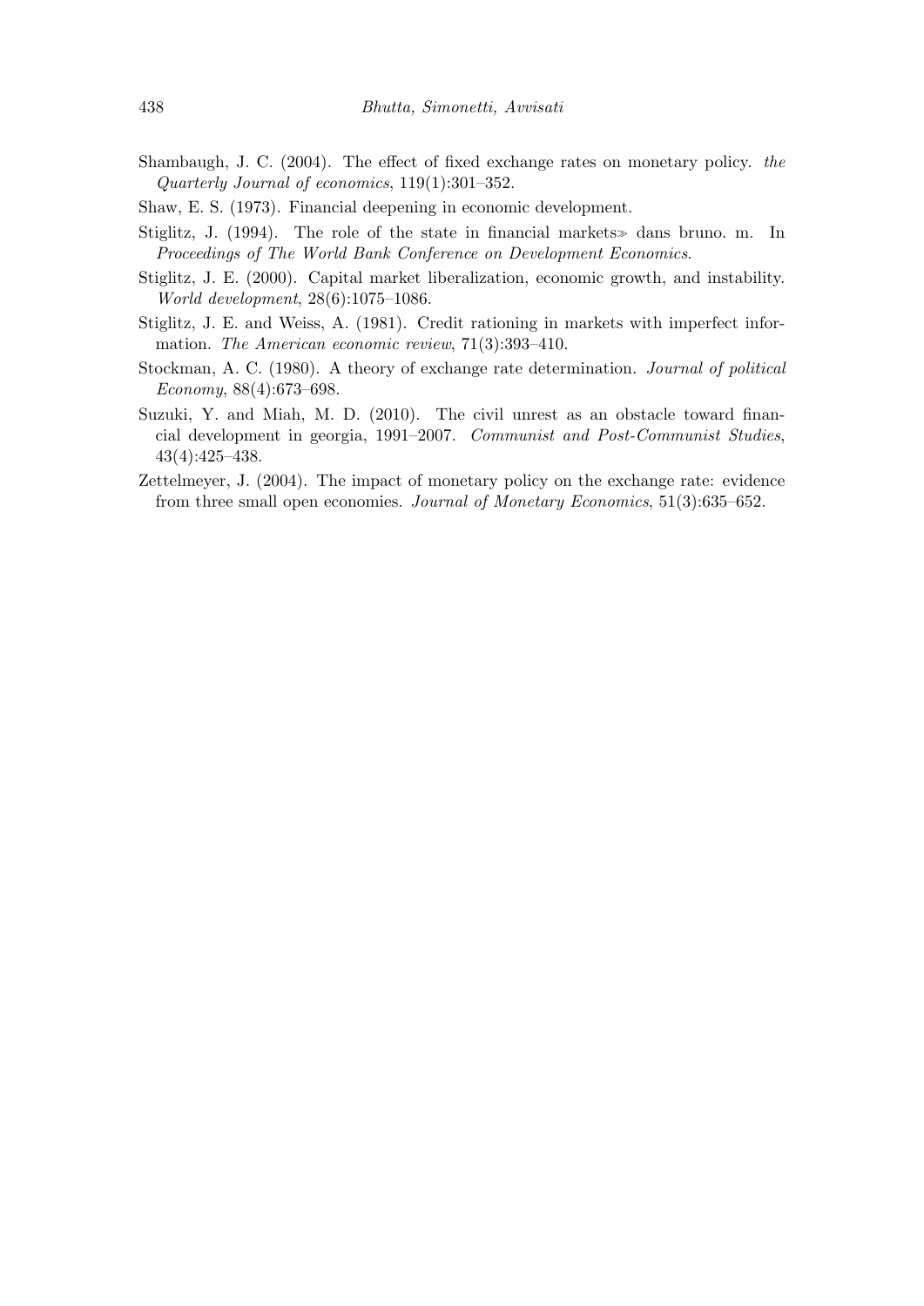Shambaugh, J. C. (2004). The effect of fixed exchange rates on monetary policy. *the Quarterly Journal of economics*, 119(1):301–352.

Shaw, E. S. (1973). Financial deepening in economic development.

Stiglitz, J. (1994). The role of the state in financial markets» dans bruno. m. In *Proceedings of The World Bank Conference on Development Economics*.

Stiglitz, J. E. (2000). Capital market liberalization, economic growth, and instability. *World development*, 28(6):1075–1086.

Stiglitz, J. E. and Weiss, A. (1981). Credit rationing in markets with imperfect information. *The American economic review*, 71(3):393–410.

Stockman, A. C. (1980). A theory of exchange rate determination. *Journal of political Economy*, 88(4):673–698.

Suzuki, Y. and Miah, M. D. (2010). The civil unrest as an obstacle toward financial development in georgia, 1991–2007. *Communist and Post-Communist Studies*, 43(4):425–438.

Zettelmeyer, J. (2004). The impact of monetary policy on the exchange rate: evidence from three small open economies. *Journal of Monetary Economics*, 51(3):635–652.